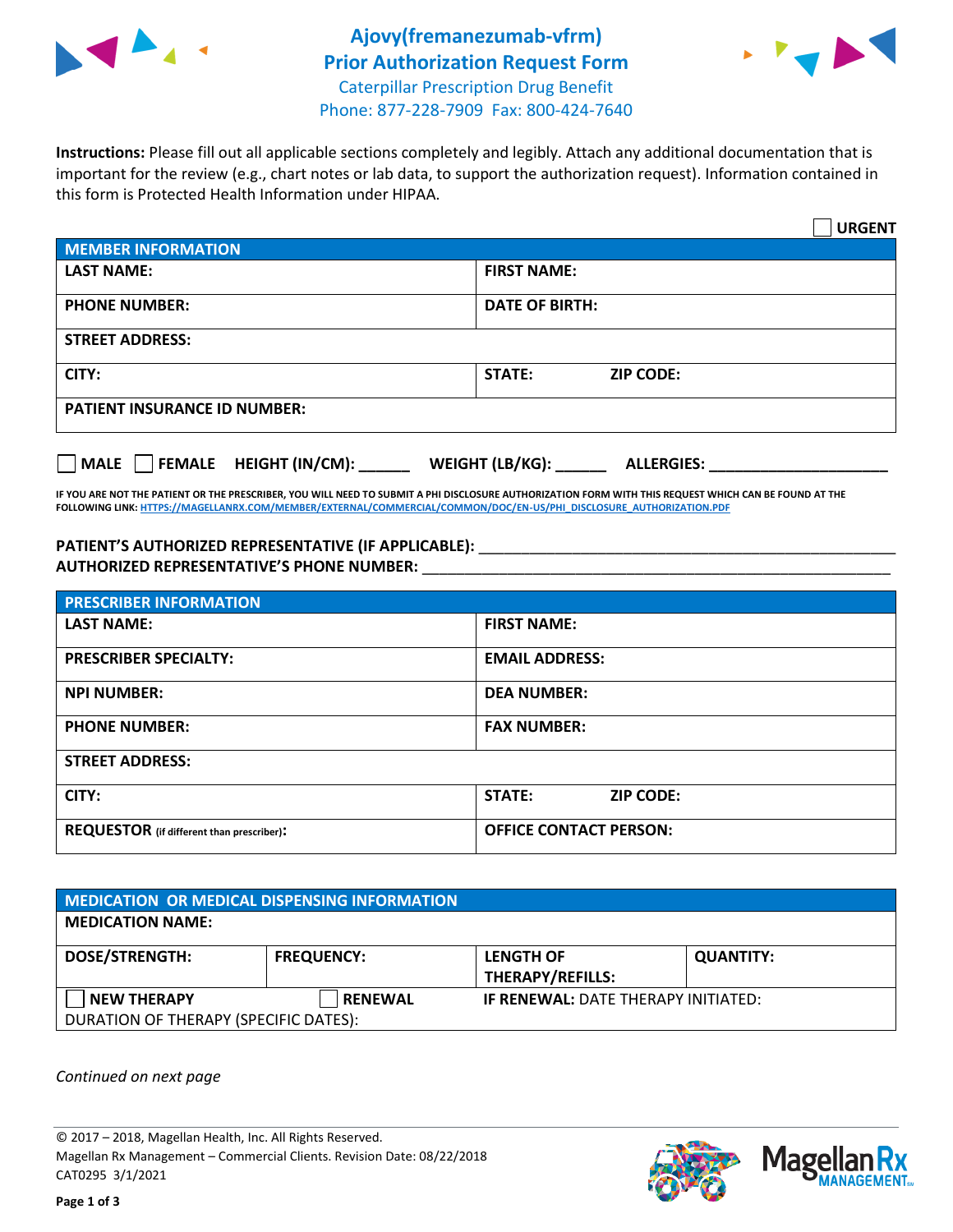# Ajovy(fremanezumab-vfrm) Prior Authorization Request Form

Caterpillar Prescription Drug Benefit
Phone: 877-228-7909 Fax: 800-424-7640

**Instructions:** Please fill out all applicable sections completely and legibly. Attach any additional documentation that is important for the review (e.g., chart notes or lab data, to support the authorization request). Information contained in this form is Protected Health Information under HIPAA.

☐ **URGENT**

| MEMBER INFORMATION | |
|---|---|
| **LAST NAME:** | **FIRST NAME:** |
| **PHONE NUMBER:** | **DATE OF BIRTH:** |
| **STREET ADDRESS:** | |
| **CITY:** | **STATE:** **ZIP CODE:** |
| **PATIENT INSURANCE ID NUMBER:** | |

☐ **MALE** ☐ **FEMALE** **HEIGHT (IN/CM):** ______ **WEIGHT (LB/KG):** ______ **ALLERGIES:** ____________________

**IF YOU ARE NOT THE PATIENT OR THE PRESCRIBER, YOU WILL NEED TO SUBMIT A PHI DISCLOSURE AUTHORIZATION FORM WITH THIS REQUEST WHICH CAN BE FOUND AT THE FOLLOWING LINK: HTTPS://MAGELLANRX.COM/MEMBER/EXTERNAL/COMMERCIAL/COMMON/DOC/EN-US/PHI_DISCLOSURE_AUTHORIZATION.PDF**

**PATIENT'S AUTHORIZED REPRESENTATIVE (IF APPLICABLE):** ____________________________________________

**AUTHORIZED REPRESENTATIVE'S PHONE NUMBER:** ____________________________________________

| PRESCRIBER INFORMATION | |
|---|---|
| **LAST NAME:** | **FIRST NAME:** |
| **PRESCRIBER SPECIALTY:** | **EMAIL ADDRESS:** |
| **NPI NUMBER:** | **DEA NUMBER:** |
| **PHONE NUMBER:** | **FAX NUMBER:** |
| **STREET ADDRESS:** | |
| **CITY:** | **STATE:** **ZIP CODE:** |
| **REQUESTOR** (if different than prescriber)**:** | **OFFICE CONTACT PERSON:** |

| MEDICATION OR MEDICAL DISPENSING INFORMATION | | | |
|---|---|---|---|
| **MEDICATION NAME:** | | | |
| **DOSE/STRENGTH:** | **FREQUENCY:** | **LENGTH OF THERAPY/REFILLS:** | **QUANTITY:** |
| ☐ **NEW THERAPY** | ☐ **RENEWAL** | **IF RENEWAL:** DATE THERAPY INITIATED: | |
| DURATION OF THERAPY (SPECIFIC DATES): | | | |

*Continued on next page*

© 2017 – 2018, Magellan Health, Inc. All Rights Reserved.
Magellan Rx Management – Commercial Clients. Revision Date: 08/22/2018
CAT0295 3/1/2021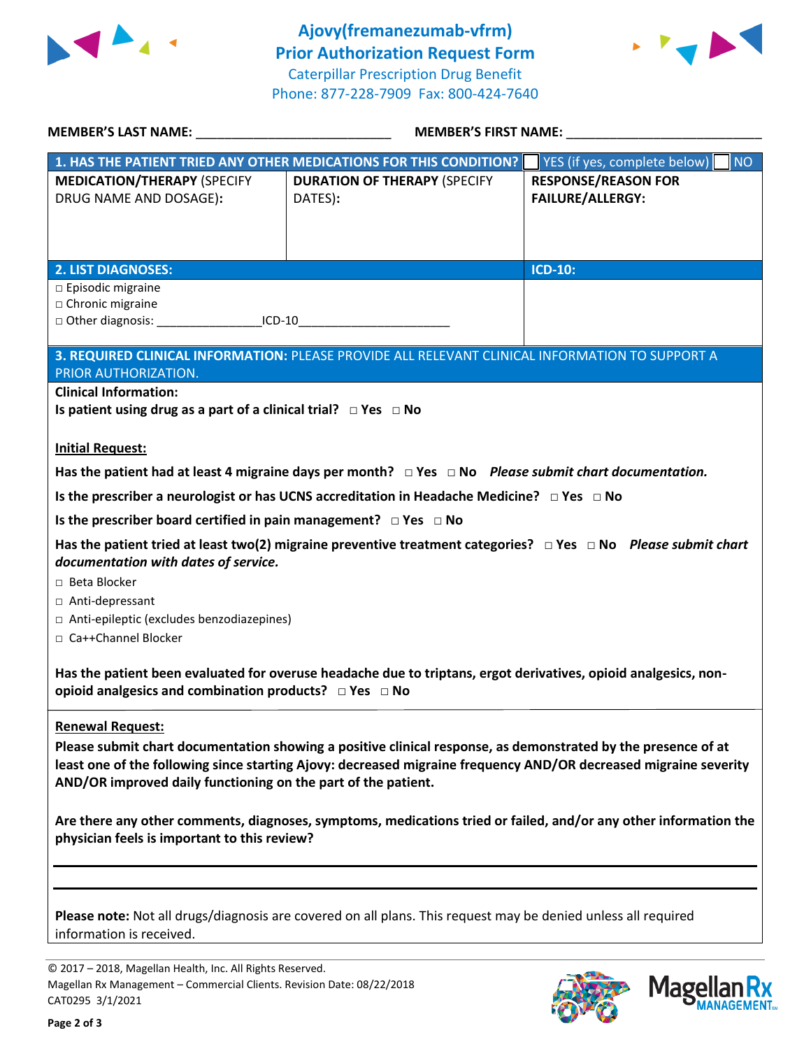# Ajovy(fremanezumab-vfrm)
## Prior Authorization Request Form
Caterpillar Prescription Drug Benefit
Phone: 877-228-7909 Fax: 800-424-7640

**MEMBER'S LAST NAME:** ___________________________ **MEMBER'S FIRST NAME:** ___________________________

| **1. HAS THE PATIENT TRIED ANY OTHER MEDICATIONS FOR THIS CONDITION?** | | ☐ YES (if yes, complete below) ☐ NO |
|---|---|---|
| **MEDICATION/THERAPY** (SPECIFY DRUG NAME AND DOSAGE): | **DURATION OF THERAPY** (SPECIFY DATES): | **RESPONSE/REASON FOR FAILURE/ALLERGY:** |
| | | |

| **2. LIST DIAGNOSES:** | **ICD-10:** |
|---|---|
| □ Episodic migraine<br>□ Chronic migraine<br>□ Other diagnosis: _______________ICD-10______________________ | |

**3. REQUIRED CLINICAL INFORMATION:** PLEASE PROVIDE ALL RELEVANT CLINICAL INFORMATION TO SUPPORT A PRIOR AUTHORIZATION.

**Clinical Information:**

**Is patient using drug as a part of a clinical trial?** □ **Yes** □ **No**

**Initial Request:**

**Has the patient had at least 4 migraine days per month?** □ **Yes** □ **No** ***Please submit chart documentation.***

**Is the prescriber a neurologist or has UCNS accreditation in Headache Medicine?** □ **Yes** □ **No**

**Is the prescriber board certified in pain management?** □ **Yes** □ **No**

**Has the patient tried at least two(2) migraine preventive treatment categories?** □ **Yes** □ **No** ***Please submit chart documentation with dates of service.***

□ Beta Blocker
□ Anti-depressant
□ Anti-epileptic (excludes benzodiazepines)
□ Ca++Channel Blocker

**Has the patient been evaluated for overuse headache due to triptans, ergot derivatives, opioid analgesics, non-opioid analgesics and combination products?** □ **Yes** □ **No**

**Renewal Request:**

**Please submit chart documentation showing a positive clinical response, as demonstrated by the presence of at least one of the following since starting Ajovy: decreased migraine frequency AND/OR decreased migraine severity AND/OR improved daily functioning on the part of the patient.**

**Are there any other comments, diagnoses, symptoms, medications tried or failed, and/or any other information the physician feels is important to this review?**

_______________________________________________________________________________

_______________________________________________________________________________

**Please note:** Not all drugs/diagnosis are covered on all plans. This request may be denied unless all required information is received.

© 2017 – 2018, Magellan Health, Inc. All Rights Reserved.
Magellan Rx Management – Commercial Clients. Revision Date: 08/22/2018
CAT0295 3/1/2021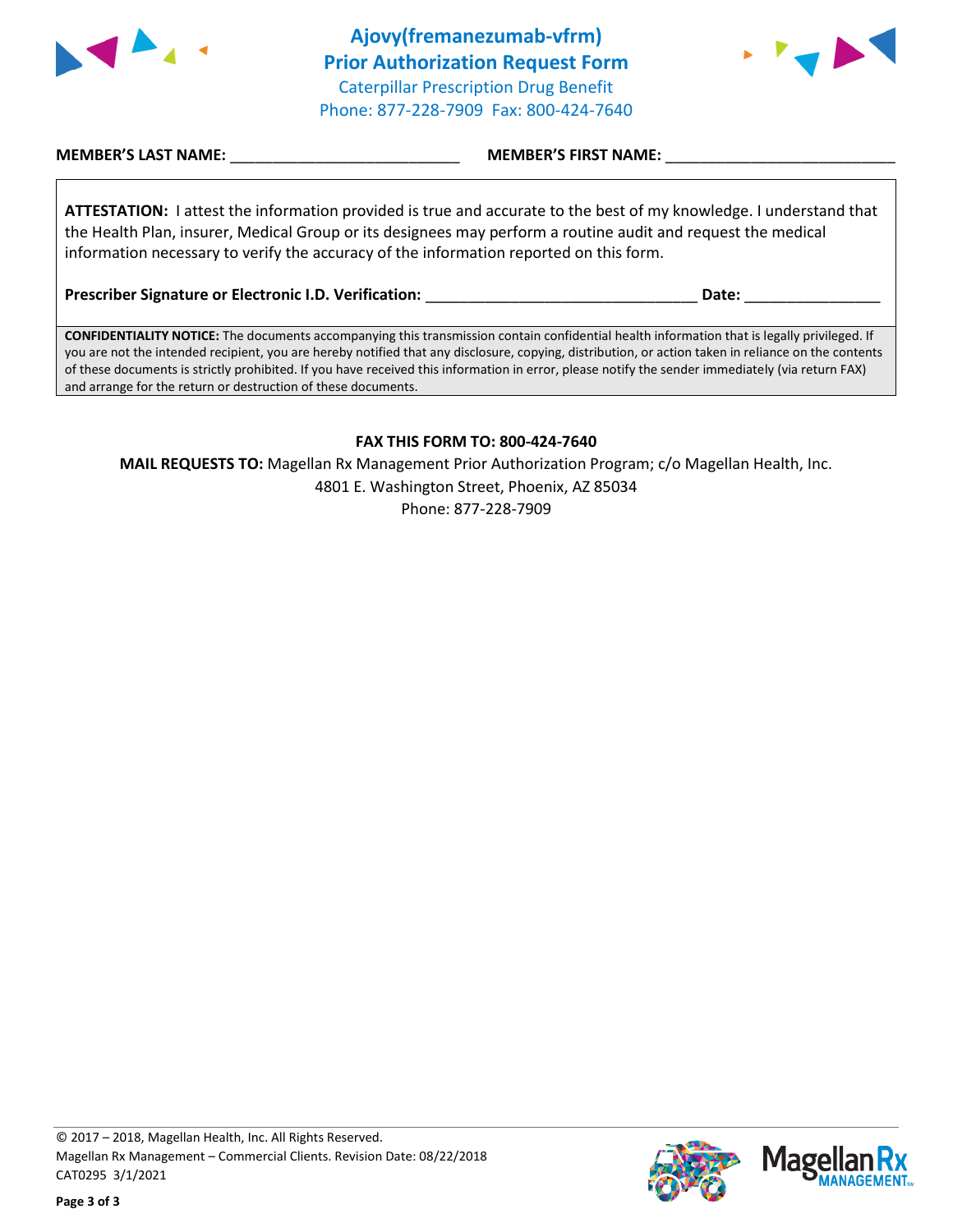# Ajovy(fremanezumab-vfrm) Prior Authorization Request Form

Caterpillar Prescription Drug Benefit

Phone: 877-228-7909  Fax: 800-424-7640

**MEMBER'S LAST NAME:** ___________________________  **MEMBER'S FIRST NAME:** ___________________________

**ATTESTATION:** I attest the information provided is true and accurate to the best of my knowledge. I understand that the Health Plan, insurer, Medical Group or its designees may perform a routine audit and request the medical information necessary to verify the accuracy of the information reported on this form.

**Prescriber Signature or Electronic I.D. Verification:** ________________________________ **Date:** ________________

**CONFIDENTIALITY NOTICE:** The documents accompanying this transmission contain confidential health information that is legally privileged. If you are not the intended recipient, you are hereby notified that any disclosure, copying, distribution, or action taken in reliance on the contents of these documents is strictly prohibited. If you have received this information in error, please notify the sender immediately (via return FAX) and arrange for the return or destruction of these documents.

**FAX THIS FORM TO: 800-424-7640**

**MAIL REQUESTS TO:** Magellan Rx Management Prior Authorization Program; c/o Magellan Health, Inc.
4801 E. Washington Street, Phoenix, AZ 85034
Phone: 877-228-7909

© 2017 – 2018, Magellan Health, Inc. All Rights Reserved.
Magellan Rx Management – Commercial Clients. Revision Date: 08/22/2018
CAT0295 3/1/2021